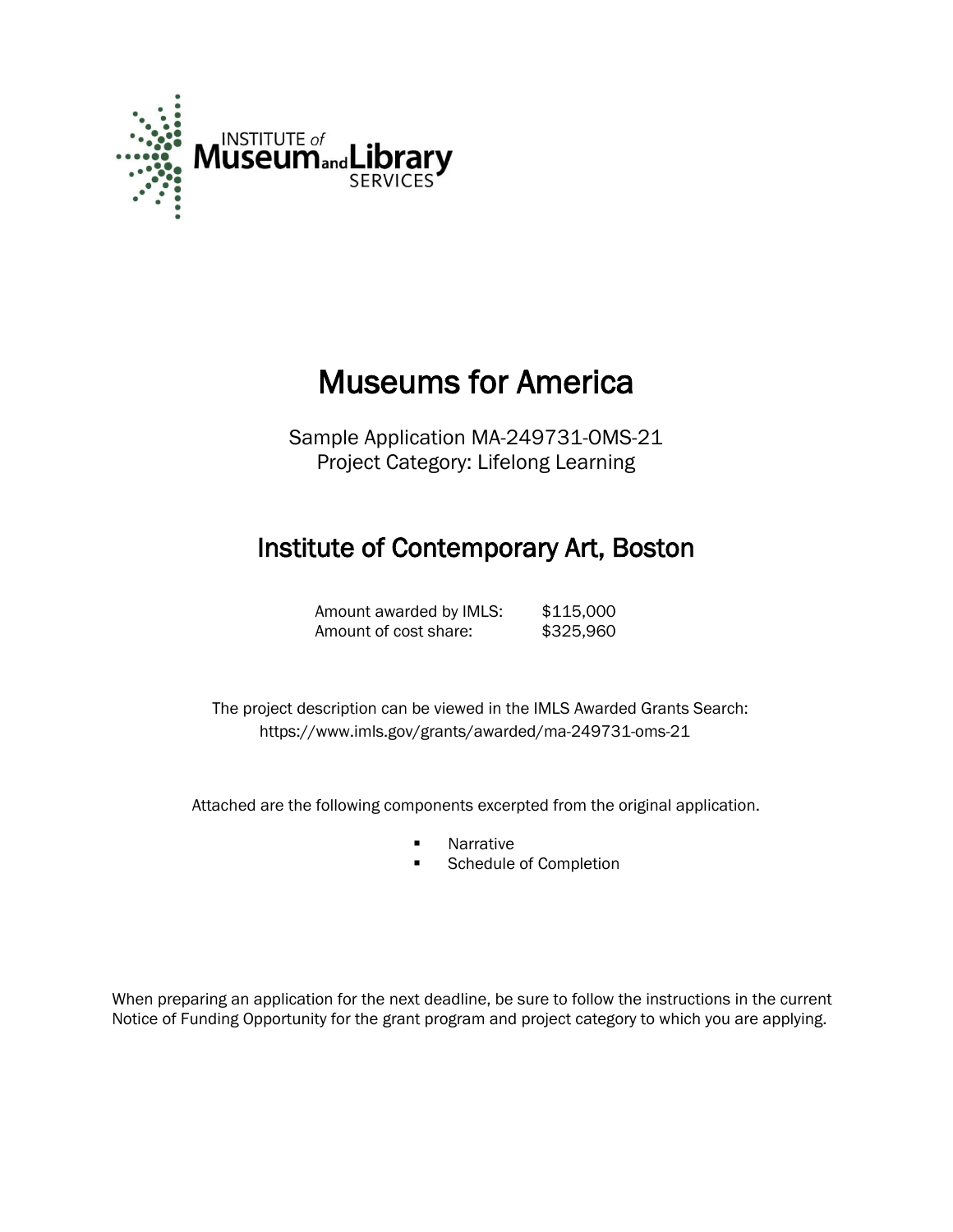INSTITUTE of Museum and Library SERVICES

# Museums for America

Sample Application MA-249731-OMS-21
Project Category: Lifelong Learning

## Institute of Contemporary Art, Boston

Amount awarded by IMLS: $115,000
Amount of cost share: $325,960

The project description can be viewed in the IMLS Awarded Grants Search:
https://www.imls.gov/grants/awarded/ma-249731-oms-21

Attached are the following components excerpted from the original application.

- Narrative
- Schedule of Completion

When preparing an application for the next deadline, be sure to follow the instructions in the current Notice of Funding Opportunity for the grant program and project category to which you are applying.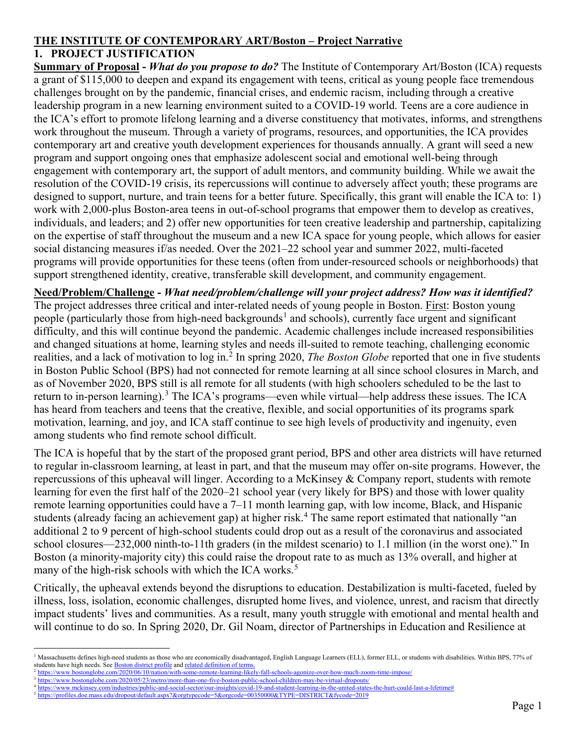# THE INSTITUTE OF CONTEMPORARY ART/Boston – Project Narrative

## 1. PROJECT JUSTIFICATION

**Summary of Proposal** - ***What do you propose to do?*** The Institute of Contemporary Art/Boston (ICA) requests a grant of $115,000 to deepen and expand its engagement with teens, critical as young people face tremendous challenges brought on by the pandemic, financial crises, and endemic racism, including through a creative leadership program in a new learning environment suited to a COVID-19 world. Teens are a core audience in the ICA's effort to promote lifelong learning and a diverse constituency that motivates, informs, and strengthens work throughout the museum. Through a variety of programs, resources, and opportunities, the ICA provides contemporary art and creative youth development experiences for thousands annually. A grant will seed a new program and support ongoing ones that emphasize adolescent social and emotional well-being through engagement with contemporary art, the support of adult mentors, and community building. While we await the resolution of the COVID-19 crisis, its repercussions will continue to adversely affect youth; these programs are designed to support, nurture, and train teens for a better future. Specifically, this grant will enable the ICA to: 1) work with 2,000-plus Boston-area teens in out-of-school programs that empower them to develop as creatives, individuals, and leaders; and 2) offer new opportunities for teen creative leadership and partnership, capitalizing on the expertise of staff throughout the museum and a new ICA space for young people, which allows for easier social distancing measures if/as needed. Over the 2021–22 school year and summer 2022, multi-faceted programs will provide opportunities for these teens (often from under-resourced schools or neighborhoods) that support strengthened identity, creative, transferable skill development, and community engagement.

**Need/Problem/Challenge** - ***What need/problem/challenge will your project address? How was it identified?*** The project addresses three critical and inter-related needs of young people in Boston. First: Boston young people (particularly those from high-need backgrounds[1] and schools), currently face urgent and significant difficulty, and this will continue beyond the pandemic. Academic challenges include increased responsibilities and changed situations at home, learning styles and needs ill-suited to remote teaching, challenging economic realities, and a lack of motivation to log in.[2] In spring 2020, *The Boston Globe* reported that one in five students in Boston Public School (BPS) had not connected for remote learning at all since school closures in March, and as of November 2020, BPS still is all remote for all students (with high schoolers scheduled to be the last to return to in-person learning).[3] The ICA's programs—even while virtual—help address these issues. The ICA has heard from teachers and teens that the creative, flexible, and social opportunities of its programs spark motivation, learning, and joy, and ICA staff continue to see high levels of productivity and ingenuity, even among students who find remote school difficult.

The ICA is hopeful that by the start of the proposed grant period, BPS and other area districts will have returned to regular in-classroom learning, at least in part, and that the museum may offer on-site programs. However, the repercussions of this upheaval will linger. According to a McKinsey & Company report, students with remote learning for even the first half of the 2020–21 school year (very likely for BPS) and those with lower quality remote learning opportunities could have a 7–11 month learning gap, with low income, Black, and Hispanic students (already facing an achievement gap) at higher risk.[4] The same report estimated that nationally "an additional 2 to 9 percent of high-school students could drop out as a result of the coronavirus and associated school closures—232,000 ninth-to-11th graders (in the mildest scenario) to 1.1 million (in the worst one)." In Boston (a minority-majority city) this could raise the dropout rate to as much as 13% overall, and higher at many of the high-risk schools with which the ICA works.[5]

Critically, the upheaval extends beyond the disruptions to education. Destabilization is multi-faceted, fueled by illness, loss, isolation, economic challenges, disrupted home lives, and violence, unrest, and racism that directly impact students' lives and communities. As a result, many youth struggle with emotional and mental health and will continue to do so. In Spring 2020, Dr. Gil Noam, director of Partnerships in Education and Resilience at

---

[1] Massachusetts defines high-need students as those who are economically disadvantaged, English Language Learners (ELL), former ELL, or students with disabilities. Within BPS, 77% of students have high needs. See Boston district profile and related definition of terms.

[2] https://www.bostonglobe.com/2020/06/10/nation/with-some-remote-learning-likely-fall-schools-agonize-over-how-much-zoom-time-impose/

[3] https://www.bostonglobe.com/2020/05/23/metro/more-than-one-five-boston-public-school-children-may-be-virtual-dropouts/

[4] https://www.mckinsey.com/industries/public-and-social-sector/our-insights/covid-19-and-student-learning-in-the-united-states-the-hurt-could-last-a-lifetime#

[5] https://profiles.doe.mass.edu/dropout/default.aspx?&orgtypecode=5&orgcode=00350000&TYPE=DISTRICT&fycode=2019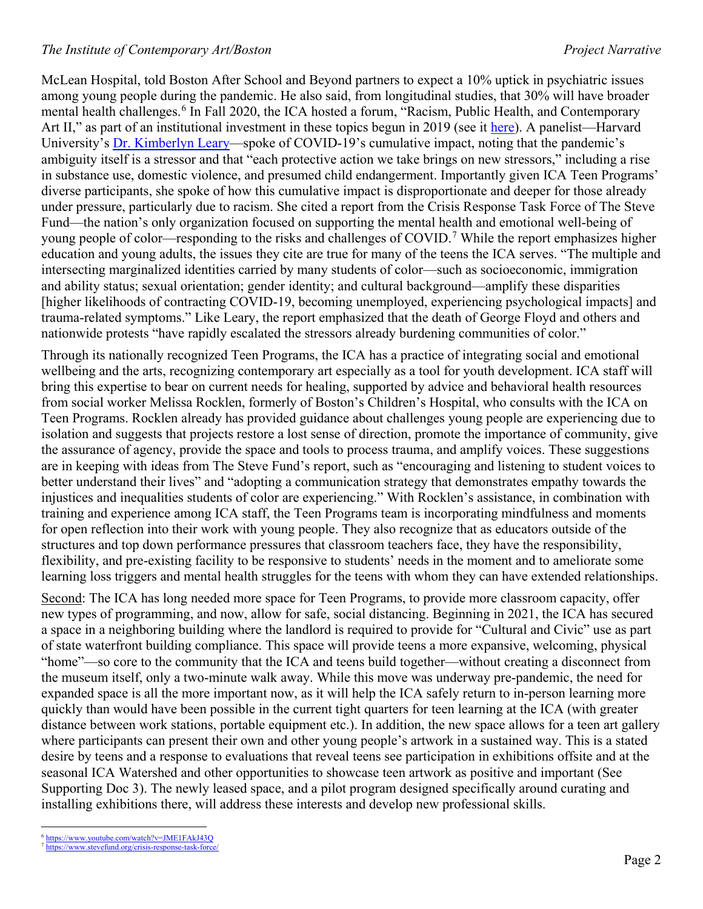McLean Hospital, told Boston After School and Beyond partners to expect a 10% uptick in psychiatric issues among young people during the pandemic. He also said, from longitudinal studies, that 30% will have broader mental health challenges.[6] In Fall 2020, the ICA hosted a forum, "Racism, Public Health, and Contemporary Art II," as part of an institutional investment in these topics begun in 2019 (see it [here](#)). A panelist—Harvard University's [Dr. Kimberlyn Leary](#)—spoke of COVID-19's cumulative impact, noting that the pandemic's ambiguity itself is a stressor and that "each protective action we take brings on new stressors," including a rise in substance use, domestic violence, and presumed child endangerment. Importantly given ICA Teen Programs' diverse participants, she spoke of how this cumulative impact is disproportionate and deeper for those already under pressure, particularly due to racism. She cited a report from the Crisis Response Task Force of The Steve Fund—the nation's only organization focused on supporting the mental health and emotional well-being of young people of color—responding to the risks and challenges of COVID.[7] While the report emphasizes higher education and young adults, the issues they cite are true for many of the teens the ICA serves. "The multiple and intersecting marginalized identities carried by many students of color—such as socioeconomic, immigration and ability status; sexual orientation; gender identity; and cultural background—amplify these disparities [higher likelihoods of contracting COVID-19, becoming unemployed, experiencing psychological impacts] and trauma-related symptoms." Like Leary, the report emphasized that the death of George Floyd and others and nationwide protests "have rapidly escalated the stressors already burdening communities of color."

Through its nationally recognized Teen Programs, the ICA has a practice of integrating social and emotional wellbeing and the arts, recognizing contemporary art especially as a tool for youth development. ICA staff will bring this expertise to bear on current needs for healing, supported by advice and behavioral health resources from social worker Melissa Rocklen, formerly of Boston's Children's Hospital, who consults with the ICA on Teen Programs. Rocklen already has provided guidance about challenges young people are experiencing due to isolation and suggests that projects restore a lost sense of direction, promote the importance of community, give the assurance of agency, provide the space and tools to process trauma, and amplify voices. These suggestions are in keeping with ideas from The Steve Fund's report, such as "encouraging and listening to student voices to better understand their lives" and "adopting a communication strategy that demonstrates empathy towards the injustices and inequalities students of color are experiencing." With Rocklen's assistance, in combination with training and experience among ICA staff, the Teen Programs team is incorporating mindfulness and moments for open reflection into their work with young people. They also recognize that as educators outside of the structures and top down performance pressures that classroom teachers face, they have the responsibility, flexibility, and pre-existing facility to be responsive to students' needs in the moment and to ameliorate some learning loss triggers and mental health struggles for the teens with whom they can have extended relationships.

Second: The ICA has long needed more space for Teen Programs, to provide more classroom capacity, offer new types of programming, and now, allow for safe, social distancing. Beginning in 2021, the ICA has secured a space in a neighboring building where the landlord is required to provide for "Cultural and Civic" use as part of state waterfront building compliance. This space will provide teens a more expansive, welcoming, physical "home"—so core to the community that the ICA and teens build together—without creating a disconnect from the museum itself, only a two-minute walk away. While this move was underway pre-pandemic, the need for expanded space is all the more important now, as it will help the ICA safely return to in-person learning more quickly than would have been possible in the current tight quarters for teen learning at the ICA (with greater distance between work stations, portable equipment etc.). In addition, the new space allows for a teen art gallery where participants can present their own and other young people's artwork in a sustained way. This is a stated desire by teens and a response to evaluations that reveal teens see participation in exhibitions offsite and at the seasonal ICA Watershed and other opportunities to showcase teen artwork as positive and important (See Supporting Doc 3). The newly leased space, and a pilot program designed specifically around curating and installing exhibitions there, will address these interests and develop new professional skills.

[6] https://www.youtube.com/watch?v=JME1FAkJ43Q

[7] https://www.stevefund.org/crisis-response-task-force/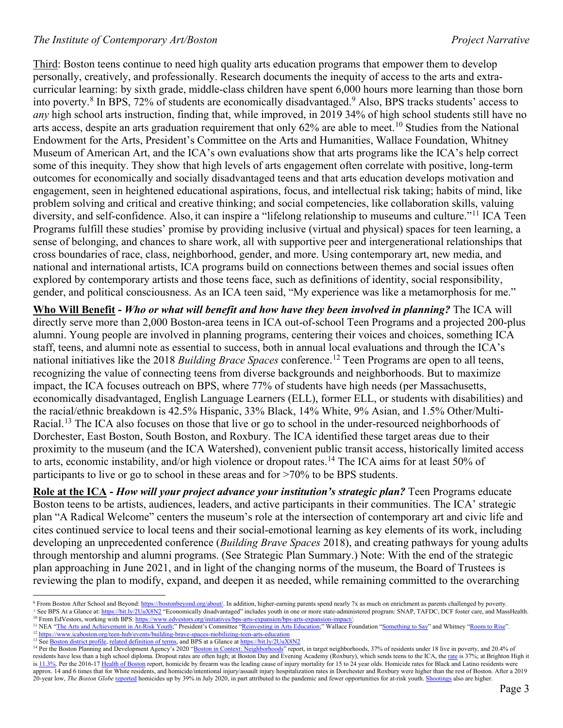Third: Boston teens continue to need high quality arts education programs that empower them to develop personally, creatively, and professionally. Research documents the inequity of access to the arts and extra-curricular learning: by sixth grade, middle-class children have spent 6,000 hours more learning than those born into poverty.[8] In BPS, 72% of students are economically disadvantaged.[9] Also, BPS tracks students' access to *any* high school arts instruction, finding that, while improved, in 2019 34% of high school students still have no arts access, despite an arts graduation requirement that only 62% are able to meet.[10] Studies from the National Endowment for the Arts, President's Committee on the Arts and Humanities, Wallace Foundation, Whitney Museum of American Art, and the ICA's own evaluations show that arts programs like the ICA's help correct some of this inequity. They show that high levels of arts engagement often correlate with positive, long-term outcomes for economically and socially disadvantaged teens and that arts education develops motivation and engagement, seen in heightened educational aspirations, focus, and intellectual risk taking; habits of mind, like problem solving and critical and creative thinking; and social competencies, like collaboration skills, valuing diversity, and self-confidence. Also, it can inspire a "lifelong relationship to museums and culture."[11] ICA Teen Programs fulfill these studies' promise by providing inclusive (virtual and physical) spaces for teen learning, a sense of belonging, and chances to share work, all with supportive peer and intergenerational relationships that cross boundaries of race, class, neighborhood, gender, and more. Using contemporary art, new media, and national and international artists, ICA programs build on connections between themes and social issues often explored by contemporary artists and those teens face, such as definitions of identity, social responsibility, gender, and political consciousness. As an ICA teen said, "My experience was like a metamorphosis for me."

**Who Will Benefit** - ***Who or what will benefit and how have they been involved in planning?*** The ICA will directly serve more than 2,000 Boston-area teens in ICA out-of-school Teen Programs and a projected 200-plus alumni. Young people are involved in planning programs, centering their voices and choices, something ICA staff, teens, and alumni note as essential to success, both in annual local evaluations and through the ICA's national initiatives like the 2018 *Building Brace Spaces* conference.[12] Teen Programs are open to all teens, recognizing the value of connecting teens from diverse backgrounds and neighborhoods. But to maximize impact, the ICA focuses outreach on BPS, where 77% of students have high needs (per Massachusetts, economically disadvantaged, English Language Learners (ELL), former ELL, or students with disabilities) and the racial/ethnic breakdown is 42.5% Hispanic, 33% Black, 14% White, 9% Asian, and 1.5% Other/Multi-Racial.[13] The ICA also focuses on those that live or go to school in the under-resourced neighborhoods of Dorchester, East Boston, South Boston, and Roxbury. The ICA identified these target areas due to their proximity to the museum (and the ICA Watershed), convenient public transit access, historically limited access to arts, economic instability, and/or high violence or dropout rates.[14] The ICA aims for at least 50% of participants to live or go to school in these areas and for >70% to be BPS students.

**Role at the ICA** - ***How will your project advance your institution's strategic plan?*** Teen Programs educate Boston teens to be artists, audiences, leaders, and active participants in their communities. The ICA' strategic plan "A Radical Welcome" centers the museum's role at the intersection of contemporary art and civic life and cites continued service to local teens and their social-emotional learning as key elements of its work, including developing an unprecedented conference (*Building Brave Spaces* 2018), and creating pathways for young adults through mentorship and alumni programs. (See Strategic Plan Summary.) Note: With the end of the strategic plan approaching in June 2021, and in light of the changing norms of the museum, the Board of Trustees is reviewing the plan to modify, expand, and deepen it as needed, while remaining committed to the overarching

---

[8] From Boston After School and Beyond: https://bostonbeyond.org/about/. In addition, higher-earning parents spend nearly 7x as much on enrichment as parents challenged by poverty.

[9] See BPS At a Glance at: https://bit.ly/2UuX8N2 "Economically disadvantaged" includes youth in one or more state-administered program: SNAP, TAFDC, DCF foster care, and MassHealth.

[10] From EdVestors, working with BPS: https://www.edvestors.org/initiatives/bps-arts-expansion/bps-arts-expansion-impact/.

[11] NEA "The Arts and Achievement in At-Risk Youth;" President's Committee "Reinvesting in Arts Education;" Wallace Foundation "Something to Say" and Whitney "Room to Rise".

[12] https://www.icaboston.org/teen-hub/events/building-brave-spaces-mobilizing-teen-arts-education

[13] See Boston district profile, related definition of terms, and BPS at a Glance at https://bit.ly/2UuX8N2

[14] Per the Boston Planning and Development Agency's 2020 "Boston in Context: Neighborhoods" report, in target neighborhoods, 37% of residents under 18 live in poverty, and 20.4% of residents have less than a high school diploma. Dropout rates are often high; at Boston Day and Evening Academy (Roxbury), which sends teens to the ICA, the rate is 37%; at Brighton High it is 11.3%. Per the 2016-17 Health of Boston report, homicide by firearm was the leading cause of injury mortality for 15 to 24 year olds. Homicide rates for Black and Latino residents were approx. 14 and 6 times that for White residents, and homicide/intentional injury/assault injury hospitalization rates in Dorchester and Roxbury were higher than the rest of Boston. After a 2019 20-year low, *The Boston Globe* reported homicides up by 39% in July 2020, in part attributed to the pandemic and fewer opportunities for at-risk youth. Shootings also are higher.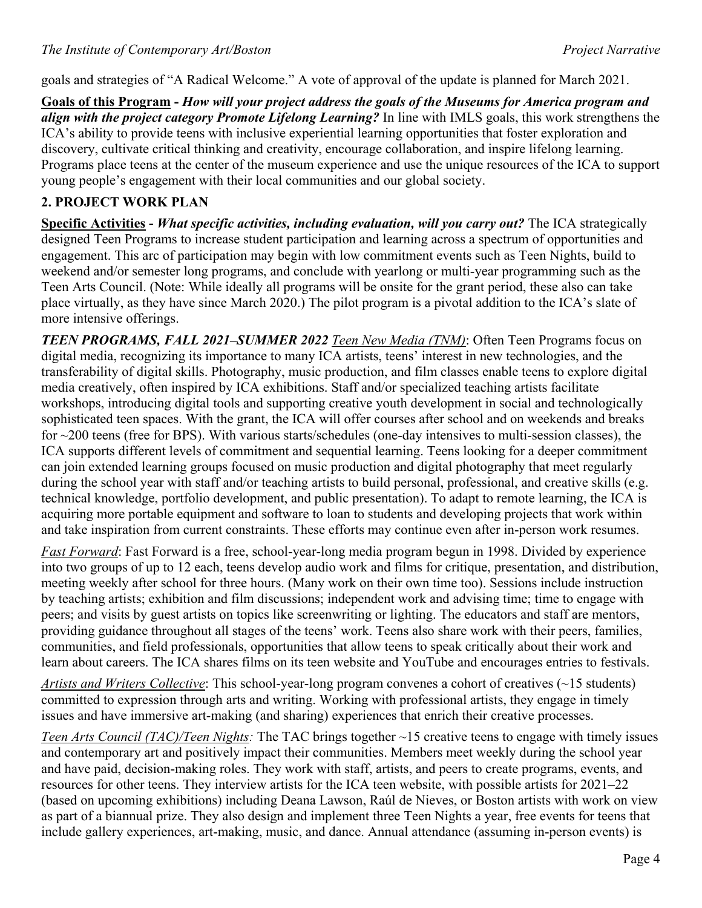goals and strategies of "A Radical Welcome." A vote of approval of the update is planned for March 2021.

**Goals of this Program** - ***How will your project address the goals of the Museums for America program and align with the project category Promote Lifelong Learning?*** In line with IMLS goals, this work strengthens the ICA's ability to provide teens with inclusive experiential learning opportunities that foster exploration and discovery, cultivate critical thinking and creativity, encourage collaboration, and inspire lifelong learning. Programs place teens at the center of the museum experience and use the unique resources of the ICA to support young people's engagement with their local communities and our global society.

## 2. PROJECT WORK PLAN

**Specific Activities** - ***What specific activities, including evaluation, will you carry out?*** The ICA strategically designed Teen Programs to increase student participation and learning across a spectrum of opportunities and engagement. This arc of participation may begin with low commitment events such as Teen Nights, build to weekend and/or semester long programs, and conclude with yearlong or multi-year programming such as the Teen Arts Council. (Note: While ideally all programs will be onsite for the grant period, these also can take place virtually, as they have since March 2020.) The pilot program is a pivotal addition to the ICA's slate of more intensive offerings.

***TEEN PROGRAMS, FALL 2021–SUMMER 2022*** *Teen New Media (TNM)*: Often Teen Programs focus on digital media, recognizing its importance to many ICA artists, teens' interest in new technologies, and the transferability of digital skills. Photography, music production, and film classes enable teens to explore digital media creatively, often inspired by ICA exhibitions. Staff and/or specialized teaching artists facilitate workshops, introducing digital tools and supporting creative youth development in social and technologically sophisticated teen spaces. With the grant, the ICA will offer courses after school and on weekends and breaks for ~200 teens (free for BPS). With various starts/schedules (one-day intensives to multi-session classes), the ICA supports different levels of commitment and sequential learning. Teens looking for a deeper commitment can join extended learning groups focused on music production and digital photography that meet regularly during the school year with staff and/or teaching artists to build personal, professional, and creative skills (e.g. technical knowledge, portfolio development, and public presentation). To adapt to remote learning, the ICA is acquiring more portable equipment and software to loan to students and developing projects that work within and take inspiration from current constraints. These efforts may continue even after in-person work resumes.

*Fast Forward*: Fast Forward is a free, school-year-long media program begun in 1998. Divided by experience into two groups of up to 12 each, teens develop audio work and films for critique, presentation, and distribution, meeting weekly after school for three hours. (Many work on their own time too). Sessions include instruction by teaching artists; exhibition and film discussions; independent work and advising time; time to engage with peers; and visits by guest artists on topics like screenwriting or lighting. The educators and staff are mentors, providing guidance throughout all stages of the teens' work. Teens also share work with their peers, families, communities, and field professionals, opportunities that allow teens to speak critically about their work and learn about careers. The ICA shares films on its teen website and YouTube and encourages entries to festivals.

*Artists and Writers Collective*: This school-year-long program convenes a cohort of creatives (~15 students) committed to expression through arts and writing. Working with professional artists, they engage in timely issues and have immersive art-making (and sharing) experiences that enrich their creative processes.

*Teen Arts Council (TAC)/Teen Nights:* The TAC brings together ~15 creative teens to engage with timely issues and contemporary art and positively impact their communities. Members meet weekly during the school year and have paid, decision-making roles. They work with staff, artists, and peers to create programs, events, and resources for other teens. They interview artists for the ICA teen website, with possible artists for 2021–22 (based on upcoming exhibitions) including Deana Lawson, Raúl de Nieves, or Boston artists with work on view as part of a biannual prize. They also design and implement three Teen Nights a year, free events for teens that include gallery experiences, art-making, music, and dance. Annual attendance (assuming in-person events) is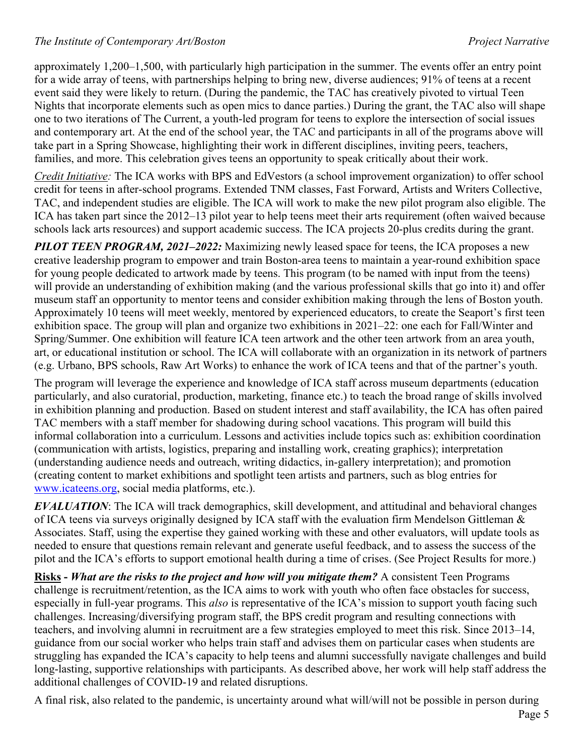approximately 1,200–1,500, with particularly high participation in the summer. The events offer an entry point for a wide array of teens, with partnerships helping to bring new, diverse audiences; 91% of teens at a recent event said they were likely to return. (During the pandemic, the TAC has creatively pivoted to virtual Teen Nights that incorporate elements such as open mics to dance parties.) During the grant, the TAC also will shape one to two iterations of The Current, a youth-led program for teens to explore the intersection of social issues and contemporary art. At the end of the school year, the TAC and participants in all of the programs above will take part in a Spring Showcase, highlighting their work in different disciplines, inviting peers, teachers, families, and more. This celebration gives teens an opportunity to speak critically about their work.

*Credit Initiative:* The ICA works with BPS and EdVestors (a school improvement organization) to offer school credit for teens in after-school programs. Extended TNM classes, Fast Forward, Artists and Writers Collective, TAC, and independent studies are eligible. The ICA will work to make the new pilot program also eligible. The ICA has taken part since the 2012–13 pilot year to help teens meet their arts requirement (often waived because schools lack arts resources) and support academic success. The ICA projects 20-plus credits during the grant.

***PILOT TEEN PROGRAM, 2021–2022:*** Maximizing newly leased space for teens, the ICA proposes a new creative leadership program to empower and train Boston-area teens to maintain a year-round exhibition space for young people dedicated to artwork made by teens. This program (to be named with input from the teens) will provide an understanding of exhibition making (and the various professional skills that go into it) and offer museum staff an opportunity to mentor teens and consider exhibition making through the lens of Boston youth. Approximately 10 teens will meet weekly, mentored by experienced educators, to create the Seaport's first teen exhibition space. The group will plan and organize two exhibitions in 2021–22: one each for Fall/Winter and Spring/Summer. One exhibition will feature ICA teen artwork and the other teen artwork from an area youth, art, or educational institution or school. The ICA will collaborate with an organization in its network of partners (e.g. Urbano, BPS schools, Raw Art Works) to enhance the work of ICA teens and that of the partner's youth.

The program will leverage the experience and knowledge of ICA staff across museum departments (education particularly, and also curatorial, production, marketing, finance etc.) to teach the broad range of skills involved in exhibition planning and production. Based on student interest and staff availability, the ICA has often paired TAC members with a staff member for shadowing during school vacations. This program will build this informal collaboration into a curriculum. Lessons and activities include topics such as: exhibition coordination (communication with artists, logistics, preparing and installing work, creating graphics); interpretation (understanding audience needs and outreach, writing didactics, in-gallery interpretation); and promotion (creating content to market exhibitions and spotlight teen artists and partners, such as blog entries for [www.icateens.org](http://www.icateens.org), social media platforms, etc.).

***EVALUATION***: The ICA will track demographics, skill development, and attitudinal and behavioral changes of ICA teens via surveys originally designed by ICA staff with the evaluation firm Mendelson Gittleman & Associates. Staff, using the expertise they gained working with these and other evaluators, will update tools as needed to ensure that questions remain relevant and generate useful feedback, and to assess the success of the pilot and the ICA's efforts to support emotional health during a time of crises. (See Project Results for more.)

**Risks - *What are the risks to the project and how will you mitigate them?*** A consistent Teen Programs challenge is recruitment/retention, as the ICA aims to work with youth who often face obstacles for success, especially in full-year programs. This *also* is representative of the ICA's mission to support youth facing such challenges. Increasing/diversifying program staff, the BPS credit program and resulting connections with teachers, and involving alumni in recruitment are a few strategies employed to meet this risk. Since 2013–14, guidance from our social worker who helps train staff and advises them on particular cases when students are struggling has expanded the ICA's capacity to help teens and alumni successfully navigate challenges and build long-lasting, supportive relationships with participants. As described above, her work will help staff address the additional challenges of COVID-19 and related disruptions.

A final risk, also related to the pandemic, is uncertainty around what will/will not be possible in person during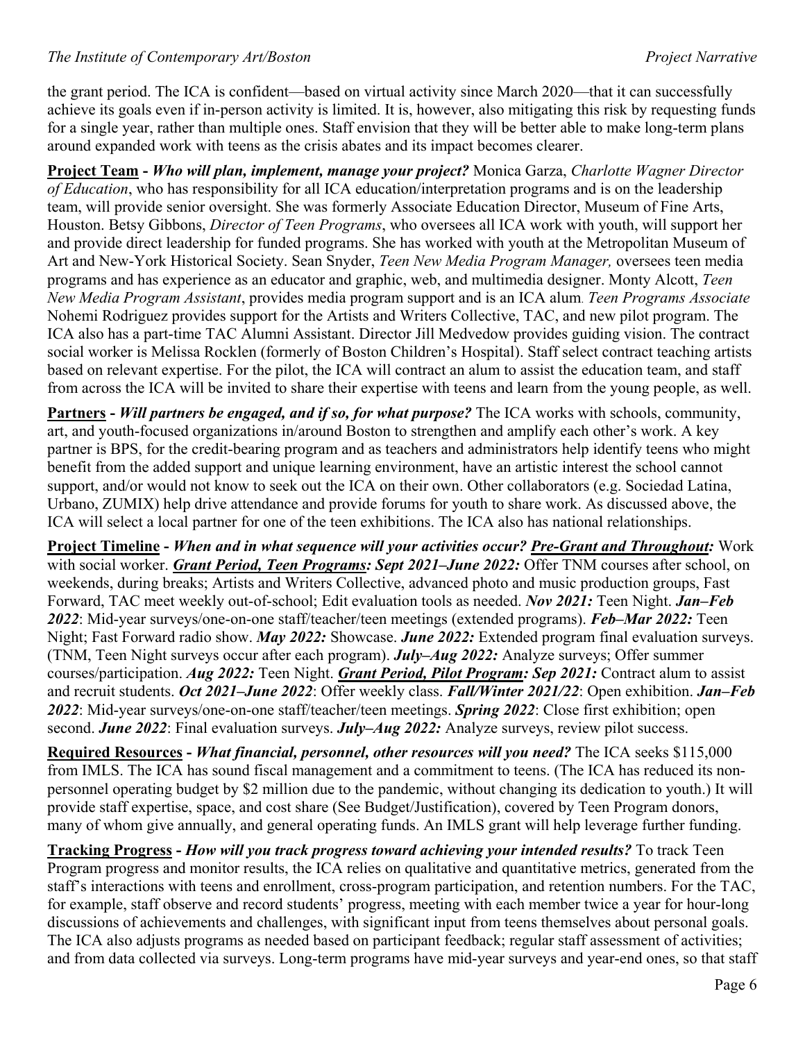the grant period. The ICA is confident—based on virtual activity since March 2020—that it can successfully achieve its goals even if in-person activity is limited. It is, however, also mitigating this risk by requesting funds for a single year, rather than multiple ones. Staff envision that they will be better able to make long-term plans around expanded work with teens as the crisis abates and its impact becomes clearer.

**Project Team - *Who will plan, implement, manage your project?*** Monica Garza, *Charlotte Wagner Director of Education*, who has responsibility for all ICA education/interpretation programs and is on the leadership team, will provide senior oversight. She was formerly Associate Education Director, Museum of Fine Arts, Houston. Betsy Gibbons, *Director of Teen Programs*, who oversees all ICA work with youth, will support her and provide direct leadership for funded programs. She has worked with youth at the Metropolitan Museum of Art and New-York Historical Society. Sean Snyder, *Teen New Media Program Manager,* oversees teen media programs and has experience as an educator and graphic, web, and multimedia designer. Monty Alcott, *Teen New Media Program Assistant*, provides media program support and is an ICA alum. *Teen Programs Associate* Nohemi Rodriguez provides support for the Artists and Writers Collective, TAC, and new pilot program. The ICA also has a part-time TAC Alumni Assistant. Director Jill Medvedow provides guiding vision. The contract social worker is Melissa Rocklen (formerly of Boston Children's Hospital). Staff select contract teaching artists based on relevant expertise. For the pilot, the ICA will contract an alum to assist the education team, and staff from across the ICA will be invited to share their expertise with teens and learn from the young people, as well.

**Partners - *Will partners be engaged, and if so, for what purpose?*** The ICA works with schools, community, art, and youth-focused organizations in/around Boston to strengthen and amplify each other's work. A key partner is BPS, for the credit-bearing program and as teachers and administrators help identify teens who might benefit from the added support and unique learning environment, have an artistic interest the school cannot support, and/or would not know to seek out the ICA on their own. Other collaborators (e.g. Sociedad Latina, Urbano, ZUMIX) help drive attendance and provide forums for youth to share work. As discussed above, the ICA will select a local partner for one of the teen exhibitions. The ICA also has national relationships.

**Project Timeline - *When and in what sequence will your activities occur? Pre-Grant and Throughout:*** Work with social worker. ***Grant Period, Teen Programs: Sept 2021–June 2022:*** Offer TNM courses after school, on weekends, during breaks; Artists and Writers Collective, advanced photo and music production groups, Fast Forward, TAC meet weekly out-of-school; Edit evaluation tools as needed. ***Nov 2021:*** Teen Night. ***Jan–Feb 2022***: Mid-year surveys/one-on-one staff/teacher/teen meetings (extended programs). ***Feb–Mar 2022:*** Teen Night; Fast Forward radio show. ***May 2022:*** Showcase. ***June 2022:*** Extended program final evaluation surveys. (TNM, Teen Night surveys occur after each program). ***July–Aug 2022:*** Analyze surveys; Offer summer courses/participation. ***Aug 2022:*** Teen Night. ***Grant Period, Pilot Program: Sep 2021:*** Contract alum to assist and recruit students. ***Oct 2021–June 2022***: Offer weekly class. ***Fall/Winter 2021/22***: Open exhibition. ***Jan–Feb 2022***: Mid-year surveys/one-on-one staff/teacher/teen meetings. ***Spring 2022***: Close first exhibition; open second. ***June 2022***: Final evaluation surveys. ***July–Aug 2022:*** Analyze surveys, review pilot success.

**Required Resources - *What financial, personnel, other resources will you need?*** The ICA seeks $115,000 from IMLS. The ICA has sound fiscal management and a commitment to teens. (The ICA has reduced its non-personnel operating budget by $2 million due to the pandemic, without changing its dedication to youth.) It will provide staff expertise, space, and cost share (See Budget/Justification), covered by Teen Program donors, many of whom give annually, and general operating funds. An IMLS grant will help leverage further funding.

**Tracking Progress - *How will you track progress toward achieving your intended results?*** To track Teen Program progress and monitor results, the ICA relies on qualitative and quantitative metrics, generated from the staff's interactions with teens and enrollment, cross-program participation, and retention numbers. For the TAC, for example, staff observe and record students' progress, meeting with each member twice a year for hour-long discussions of achievements and challenges, with significant input from teens themselves about personal goals. The ICA also adjusts programs as needed based on participant feedback; regular staff assessment of activities; and from data collected via surveys. Long-term programs have mid-year surveys and year-end ones, so that staff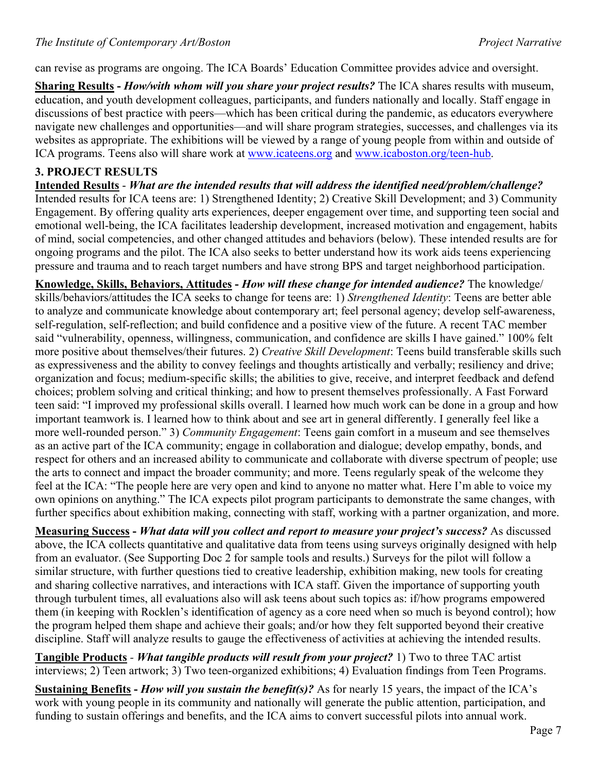can revise as programs are ongoing. The ICA Boards' Education Committee provides advice and oversight.

**Sharing Results** - ***How/with whom will you share your project results?*** The ICA shares results with museum, education, and youth development colleagues, participants, and funders nationally and locally. Staff engage in discussions of best practice with peers—which has been critical during the pandemic, as educators everywhere navigate new challenges and opportunities—and will share program strategies, successes, and challenges via its websites as appropriate. The exhibitions will be viewed by a range of young people from within and outside of ICA programs. Teens also will share work at [www.icateens.org](www.icateens.org) and [www.icaboston.org/teen-hub](www.icaboston.org/teen-hub).

## 3. PROJECT RESULTS

**Intended Results** - ***What are the intended results that will address the identified need/problem/challenge?*** Intended results for ICA teens are: 1) Strengthened Identity; 2) Creative Skill Development; and 3) Community Engagement. By offering quality arts experiences, deeper engagement over time, and supporting teen social and emotional well-being, the ICA facilitates leadership development, increased motivation and engagement, habits of mind, social competencies, and other changed attitudes and behaviors (below). These intended results are for ongoing programs and the pilot. The ICA also seeks to better understand how its work aids teens experiencing pressure and trauma and to reach target numbers and have strong BPS and target neighborhood participation.

**Knowledge, Skills, Behaviors, Attitudes** - ***How will these change for intended audience?*** The knowledge/ skills/behaviors/attitudes the ICA seeks to change for teens are: 1) *Strengthened Identity*: Teens are better able to analyze and communicate knowledge about contemporary art; feel personal agency; develop self-awareness, self-regulation, self-reflection; and build confidence and a positive view of the future. A recent TAC member said "vulnerability, openness, willingness, communication, and confidence are skills I have gained." 100% felt more positive about themselves/their futures. 2) *Creative Skill Development*: Teens build transferable skills such as expressiveness and the ability to convey feelings and thoughts artistically and verbally; resiliency and drive; organization and focus; medium-specific skills; the abilities to give, receive, and interpret feedback and defend choices; problem solving and critical thinking; and how to present themselves professionally. A Fast Forward teen said: "I improved my professional skills overall. I learned how much work can be done in a group and how important teamwork is. I learned how to think about and see art in general differently. I generally feel like a more well-rounded person." 3) *Community Engagement*: Teens gain comfort in a museum and see themselves as an active part of the ICA community; engage in collaboration and dialogue; develop empathy, bonds, and respect for others and an increased ability to communicate and collaborate with diverse spectrum of people; use the arts to connect and impact the broader community; and more. Teens regularly speak of the welcome they feel at the ICA: "The people here are very open and kind to anyone no matter what. Here I'm able to voice my own opinions on anything." The ICA expects pilot program participants to demonstrate the same changes, with further specifics about exhibition making, connecting with staff, working with a partner organization, and more.

**Measuring Success** - ***What data will you collect and report to measure your project's success?*** As discussed above, the ICA collects quantitative and qualitative data from teens using surveys originally designed with help from an evaluator. (See Supporting Doc 2 for sample tools and results.) Surveys for the pilot will follow a similar structure, with further questions tied to creative leadership, exhibition making, new tools for creating and sharing collective narratives, and interactions with ICA staff. Given the importance of supporting youth through turbulent times, all evaluations also will ask teens about such topics as: if/how programs empowered them (in keeping with Rocklen's identification of agency as a core need when so much is beyond control); how the program helped them shape and achieve their goals; and/or how they felt supported beyond their creative discipline. Staff will analyze results to gauge the effectiveness of activities at achieving the intended results.

**Tangible Products** - ***What tangible products will result from your project?*** 1) Two to three TAC artist interviews; 2) Teen artwork; 3) Two teen-organized exhibitions; 4) Evaluation findings from Teen Programs.

**Sustaining Benefits** - ***How will you sustain the benefit(s)?*** As for nearly 15 years, the impact of the ICA's work with young people in its community and nationally will generate the public attention, participation, and funding to sustain offerings and benefits, and the ICA aims to convert successful pilots into annual work.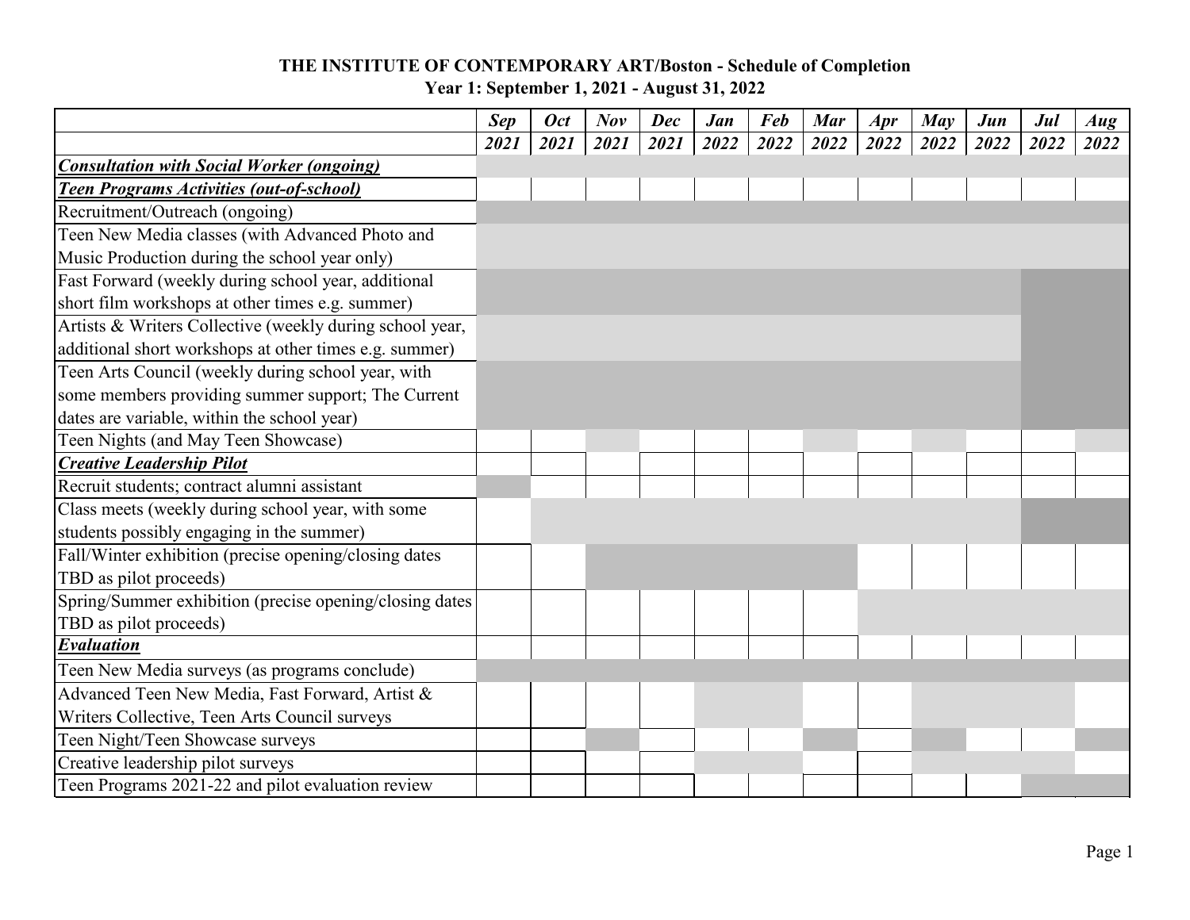**THE INSTITUTE OF CONTEMPORARY ART/Boston - Schedule of Completion**
**Year 1: September 1, 2021 - August 31, 2022**

| | ***Sep*** | ***Oct*** | ***Nov*** | ***Dec*** | ***Jan*** | ***Feb*** | ***Mar*** | ***Apr*** | ***May*** | ***Jun*** | ***Jul*** | ***Aug*** |
|---|---|---|---|---|---|---|---|---|---|---|---|---|
| | ***2021*** | ***2021*** | ***2021*** | ***2021*** | ***2022*** | ***2022*** | ***2022*** | ***2022*** | ***2022*** | ***2022*** | ***2022*** | ***2022*** |
| ***Consultation with Social Worker (ongoing)*** | | | | | | | | | | | | |
| ***Teen Programs Activities (out-of-school)*** | | | | | | | | | | | | |
| Recruitment/Outreach (ongoing) | | | | | | | | | | | | |
| Teen New Media classes (with Advanced Photo and Music Production during the school year only) | | | | | | | | | | | | |
| Fast Forward (weekly during school year, additional short film workshops at other times e.g. summer) | | | | | | | | | | | | |
| Artists & Writers Collective (weekly during school year, additional short workshops at other times e.g. summer) | | | | | | | | | | | | |
| Teen Arts Council (weekly during school year, with some members providing summer support; The Current dates are variable, within the school year) | | | | | | | | | | | | |
| Teen Nights (and May Teen Showcase) | | | | | | | | | | | | |
| ***Creative Leadership Pilot*** | | | | | | | | | | | | |
| Recruit students; contract alumni assistant | | | | | | | | | | | | |
| Class meets (weekly during school year, with some students possibly engaging in the summer) | | | | | | | | | | | | |
| Fall/Winter exhibition (precise opening/closing dates TBD as pilot proceeds) | | | | | | | | | | | | |
| Spring/Summer exhibition (precise opening/closing dates TBD as pilot proceeds) | | | | | | | | | | | | |
| ***Evaluation*** | | | | | | | | | | | | |
| Teen New Media surveys (as programs conclude) | | | | | | | | | | | | |
| Advanced Teen New Media, Fast Forward, Artist & Writers Collective, Teen Arts Council surveys | | | | | | | | | | | | |
| Teen Night/Teen Showcase surveys | | | | | | | | | | | | |
| Creative leadership pilot surveys | | | | | | | | | | | | |
| Teen Programs 2021-22 and pilot evaluation review | | | | | | | | | | | | |